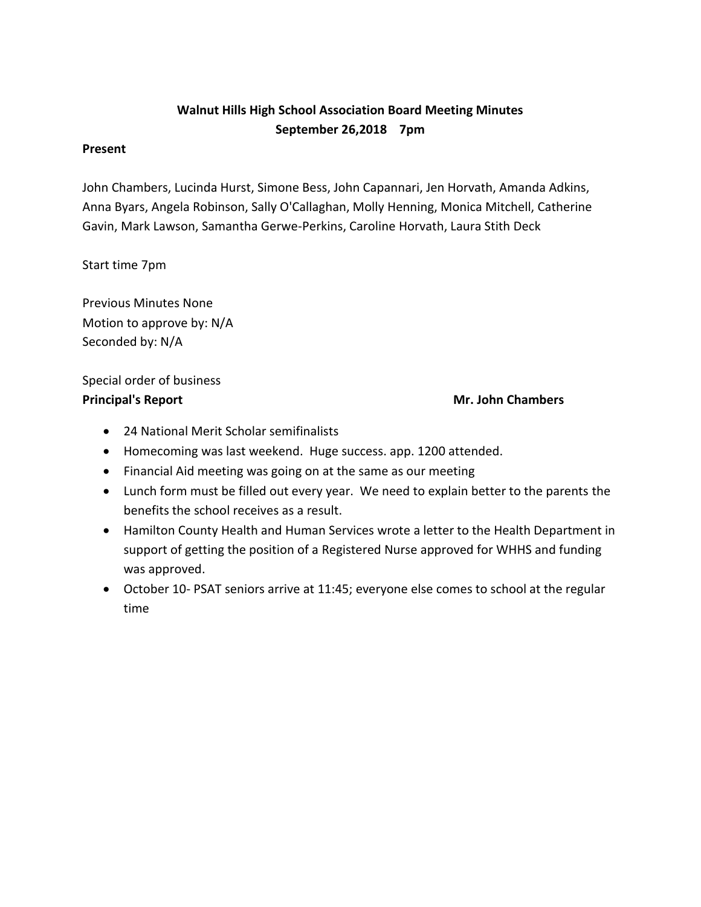**Walnut Hills High School Association Board Meeting Minutes**
**September 26,2018 7pm**

**Present**

John Chambers, Lucinda Hurst, Simone Bess, John Capannari, Jen Horvath, Amanda Adkins, Anna Byars, Angela Robinson, Sally O'Callaghan, Molly Henning, Monica Mitchell, Catherine Gavin, Mark Lawson, Samantha Gerwe-Perkins, Caroline Horvath, Laura Stith Deck

Start time 7pm

Previous Minutes None
Motion to approve by: N/A
Seconded by: N/A

Special order of business
**Principal's Report** **Mr. John Chambers**

- 24 National Merit Scholar semifinalists
- Homecoming was last weekend. Huge success. app. 1200 attended.
- Financial Aid meeting was going on at the same as our meeting
- Lunch form must be filled out every year. We need to explain better to the parents the benefits the school receives as a result.
- Hamilton County Health and Human Services wrote a letter to the Health Department in support of getting the position of a Registered Nurse approved for WHHS and funding was approved.
- October 10- PSAT seniors arrive at 11:45; everyone else comes to school at the regular time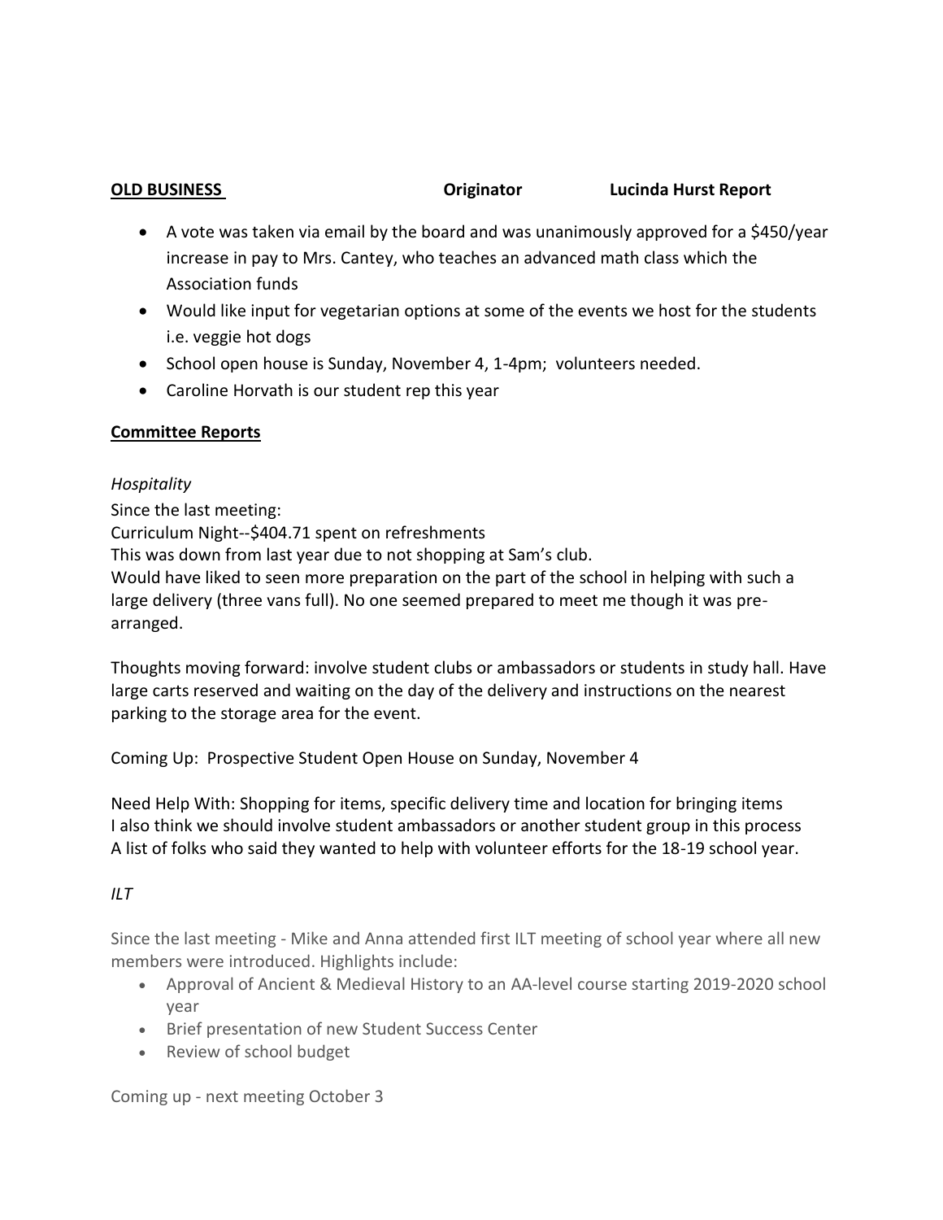**OLD BUSINESS** **Originator** **Lucinda Hurst Report**

- A vote was taken via email by the board and was unanimously approved for a $450/year increase in pay to Mrs. Cantey, who teaches an advanced math class which the Association funds
- Would like input for vegetarian options at some of the events we host for the students i.e. veggie hot dogs
- School open house is Sunday, November 4, 1-4pm; volunteers needed.
- Caroline Horvath is our student rep this year

**Committee Reports**

*Hospitality*

Since the last meeting:
Curriculum Night--$404.71 spent on refreshments
This was down from last year due to not shopping at Sam's club.
Would have liked to seen more preparation on the part of the school in helping with such a large delivery (three vans full). No one seemed prepared to meet me though it was pre-arranged.

Thoughts moving forward: involve student clubs or ambassadors or students in study hall. Have large carts reserved and waiting on the day of the delivery and instructions on the nearest parking to the storage area for the event.

Coming Up: Prospective Student Open House on Sunday, November 4

Need Help With: Shopping for items, specific delivery time and location for bringing items
I also think we should involve student ambassadors or another student group in this process
A list of folks who said they wanted to help with volunteer efforts for the 18-19 school year.

*ILT*

Since the last meeting - Mike and Anna attended first ILT meeting of school year where all new members were introduced. Highlights include:

- Approval of Ancient & Medieval History to an AA-level course starting 2019-2020 school year
- Brief presentation of new Student Success Center
- Review of school budget

Coming up - next meeting October 3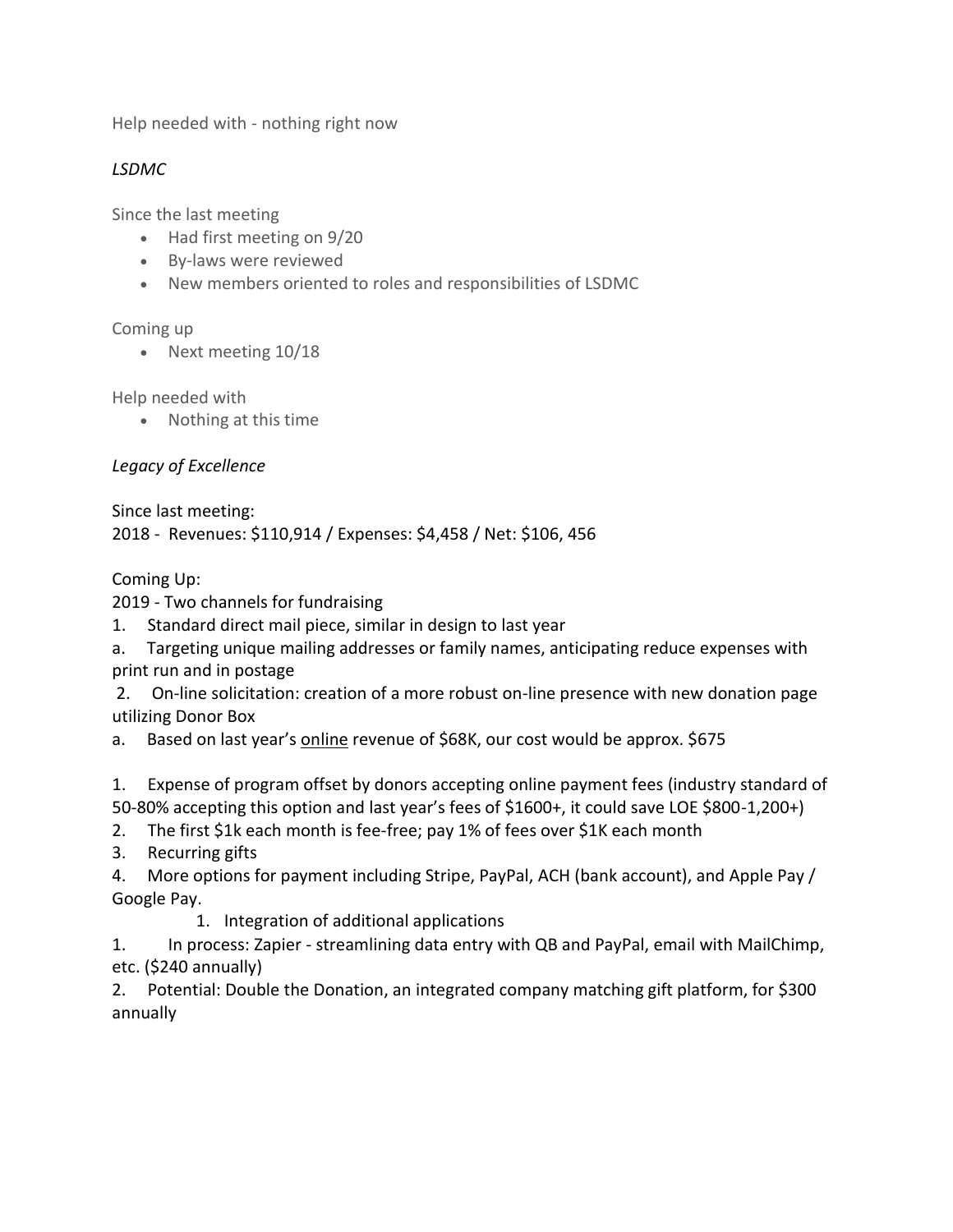Help needed with - nothing right now

*LSDMC*

Since the last meeting

- Had first meeting on 9/20
- By-laws were reviewed
- New members oriented to roles and responsibilities of LSDMC

Coming up

- Next meeting 10/18

Help needed with

- Nothing at this time

*Legacy of Excellence*

Since last meeting:

2018 - Revenues: $110,914 / Expenses: $4,458 / Net: $106, 456

Coming Up:

2019 - Two channels for fundraising

1. Standard direct mail piece, similar in design to last year

a. Targeting unique mailing addresses or family names, anticipating reduce expenses with print run and in postage

2. On-line solicitation: creation of a more robust on-line presence with new donation page utilizing Donor Box

a. Based on last year's <u>online</u> revenue of $68K, our cost would be approx. $675

1. Expense of program offset by donors accepting online payment fees (industry standard of 50-80% accepting this option and last year's fees of $1600+, it could save LOE $800-1,200+)
2. The first $1k each month is fee-free; pay 1% of fees over $1K each month
3. Recurring gifts
4. More options for payment including Stripe, PayPal, ACH (bank account), and Apple Pay / Google Pay.

    1. Integration of additional applications

1. In process: Zapier - streamlining data entry with QB and PayPal, email with MailChimp, etc. ($240 annually)
2. Potential: Double the Donation, an integrated company matching gift platform, for $300 annually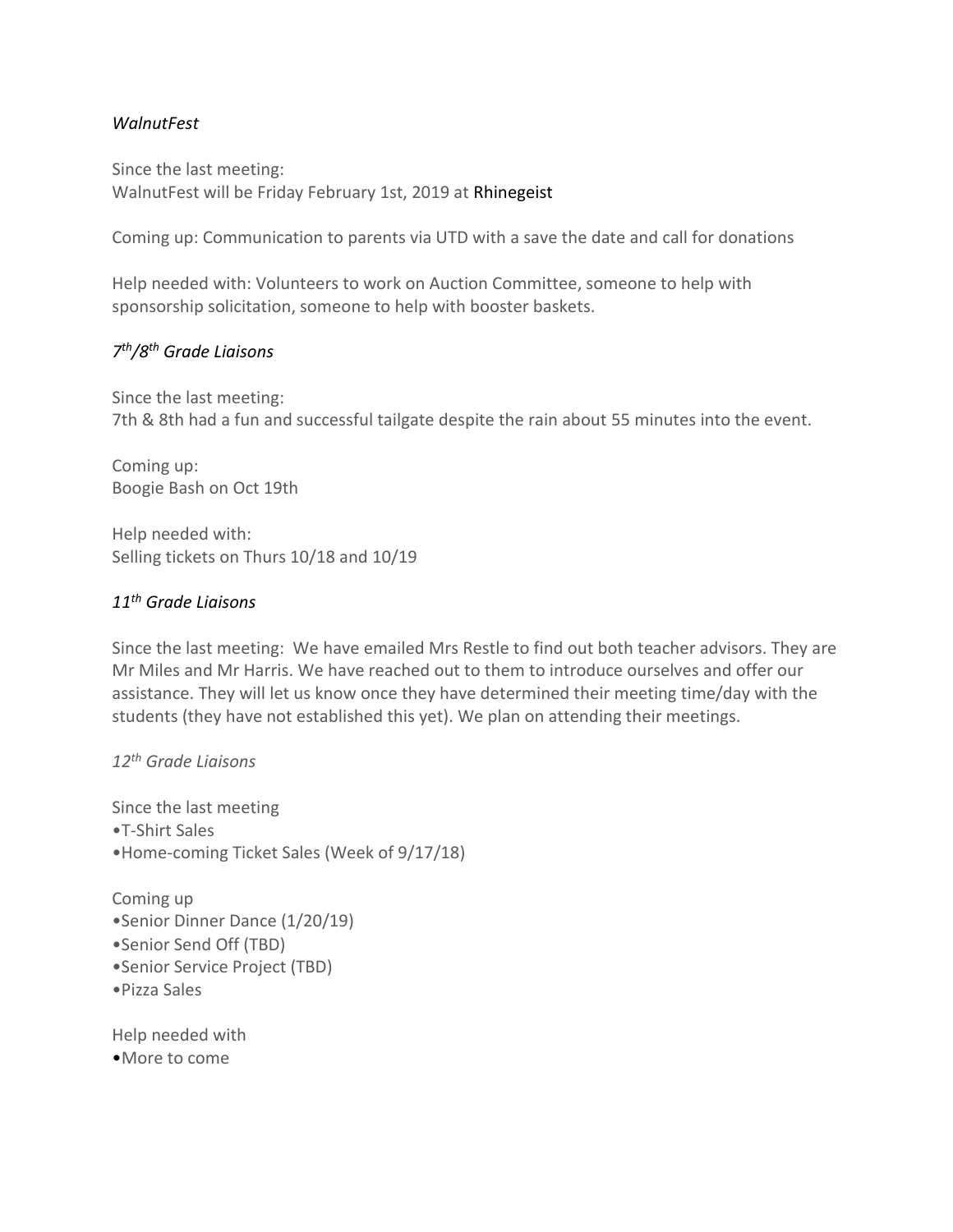*WalnutFest*

Since the last meeting:
WalnutFest will be Friday February 1st, 2019 at Rhinegeist

Coming up: Communication to parents via UTD with a save the date and call for donations

Help needed with: Volunteers to work on Auction Committee, someone to help with sponsorship solicitation, someone to help with booster baskets.

*7th/8th Grade Liaisons*

Since the last meeting:
7th & 8th had a fun and successful tailgate despite the rain about 55 minutes into the event.

Coming up:
Boogie Bash on Oct 19th

Help needed with:
Selling tickets on Thurs 10/18 and 10/19

*11th Grade Liaisons*

Since the last meeting: We have emailed Mrs Restle to find out both teacher advisors. They are Mr Miles and Mr Harris. We have reached out to them to introduce ourselves and offer our assistance. They will let us know once they have determined their meeting time/day with the students (they have not established this yet). We plan on attending their meetings.

*12th Grade Liaisons*

Since the last meeting
- T-Shirt Sales
- Home-coming Ticket Sales (Week of 9/17/18)

Coming up
- Senior Dinner Dance (1/20/19)
- Senior Send Off (TBD)
- Senior Service Project (TBD)
- Pizza Sales

Help needed with
- More to come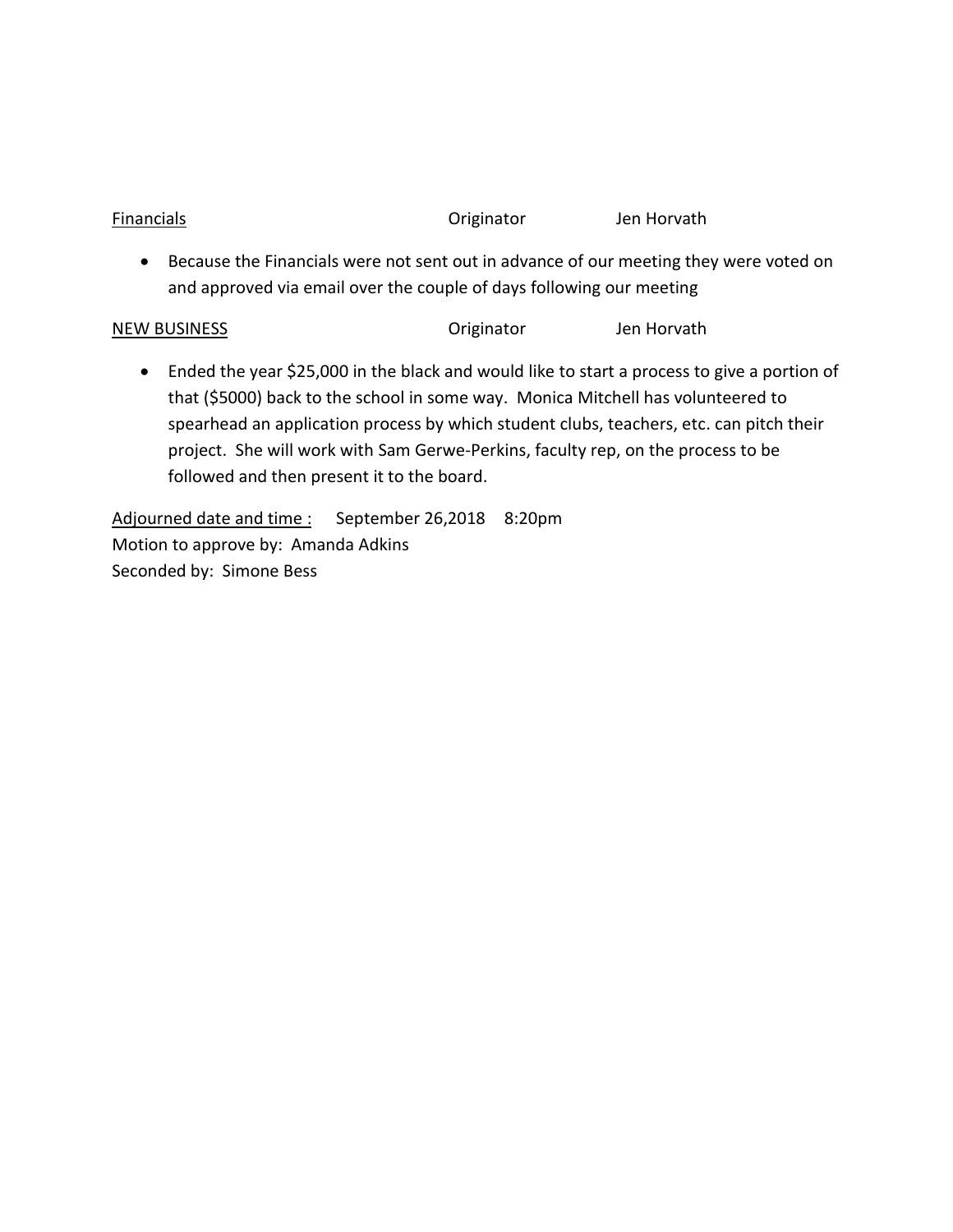<u>Financials</u> Originator Jen Horvath

- Because the Financials were not sent out in advance of our meeting they were voted on and approved via email over the couple of days following our meeting

<u>NEW BUSINESS</u> Originator Jen Horvath

- Ended the year $25,000 in the black and would like to start a process to give a portion of that ($5000) back to the school in some way. Monica Mitchell has volunteered to spearhead an application process by which student clubs, teachers, etc. can pitch their project. She will work with Sam Gerwe-Perkins, faculty rep, on the process to be followed and then present it to the board.

<u>Adjourned date and time :</u> September 26,2018 8:20pm
Motion to approve by: Amanda Adkins
Seconded by: Simone Bess